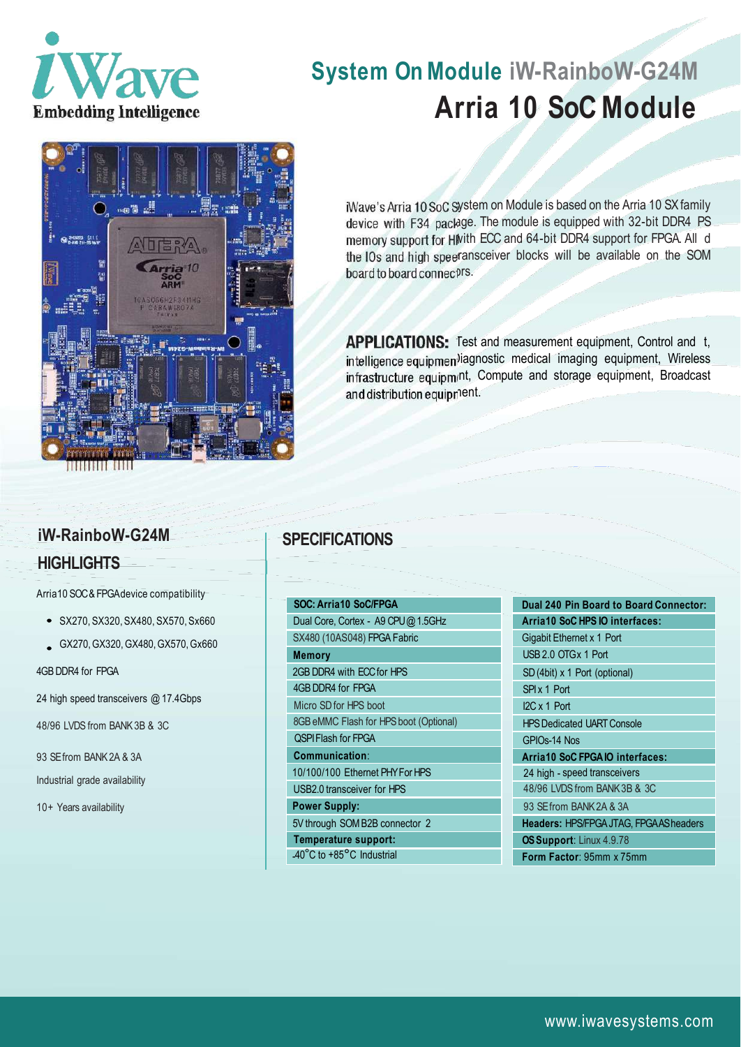iWave
Embedding Intelligence

# System On Module iW-RainboW-G24M
# Arria 10 SoC Module

iWave's Arria 10 SoC System on Module is based on the Arria 10 SX family device with F34 package. The module is equipped with 32-bit DDR4 PS memory support for HPS with ECC and 64-bit DDR4 support for FPGA. All the IOs and high speed transceiver blocks will be available on the SOM board to board connectors.

**APPLICATIONS:** Test and measurement equipment, Control and intelligence equipment, Diagnostic medical imaging equipment, Wireless infrastructure equipment, Compute and storage equipment, Broadcast and distribution equipment.

## iW-RainboW-G24M HIGHLIGHTS

Arria10 SOC & FPGA device compatibility

- SX270, SX320, SX480, SX570, Sx660
- GX270, GX320, GX480, GX570, Gx660

4GB DDR4 for FPGA

24 high speed transceivers @ 17.4Gbps

48/96 LVDS from BANK 3B & 3C

93 SE from BANK 2A & 3A

Industrial grade availability

10+ Years availability

## SPECIFICATIONS

| **SOC: Arria10 SoC/FPGA** |
|---|
| Dual Core, Cortex - A9 CPU @ 1.5GHz |
| SX480 (10AS048) FPGA Fabric |
| **Memory** |
| 2GB DDR4 with ECC for HPS |
| 4GB DDR4 for FPGA |
| Micro SD for HPS boot |
| 8GB eMMC Flash for HPS boot (Optional) |
| QSPI Flash for FPGA |
| **Communication:** |
| 10/100/100 Ethernet PHY For HPS |
| USB2.0 transceiver for HPS |
| **Power Supply:** |
| 5V through SOM B2B connector 2 |
| **Temperature support:** |
| -40°C to +85°C Industrial |

| **Dual 240 Pin Board to Board Connector:** |
|---|
| **Arria10 SoC HPS IO interfaces:** |
| Gigabit Ethernet x 1 Port |
| USB 2.0 OTG x 1 Port |
| SD (4bit) x 1 Port (optional) |
| SPI x 1 Port |
| I2C x 1 Port |
| HPS Dedicated UART Console |
| GPIOs-14 Nos |
| **Arria10 SoC FPGA IO interfaces:** |
| 24 high - speed transceivers |
| 48/96 LVDS from BANK 3B & 3C |
| 93 SE from BANK 2A & 3A |
| **Headers:** HPS/FPGA JTAG, FPGA AS headers |
| **OS Support**: Linux 4.9.78 |
| **Form Factor**: 95mm x 75mm |

www.iwavesystems.com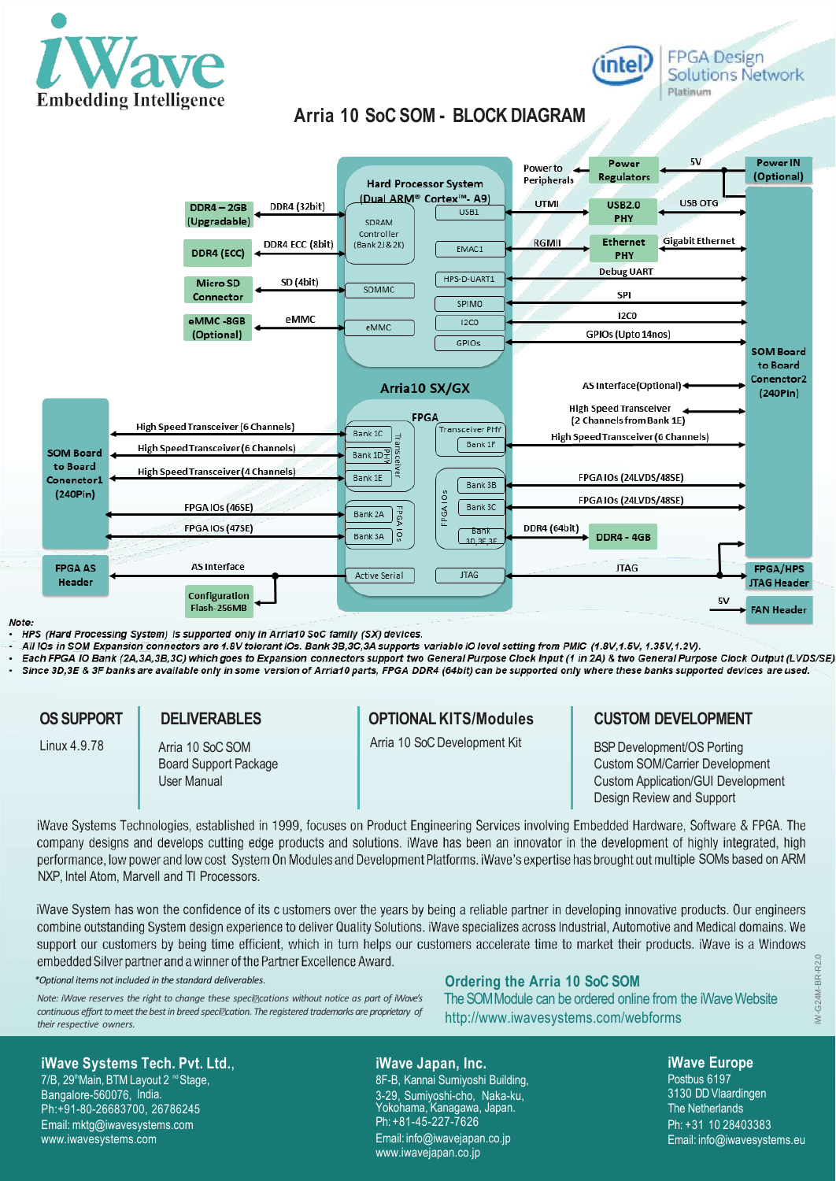# Arria 10 SoC SOM - BLOCK DIAGRAM

Note:

- *HPS (Hard Processing System) is supported only in Arria10 SoC family (SX) devices.*
- *All IOs in SOM Expansion connectors are 1.8V tolerant IOs. Bank 3B,3C,3A supports variable IO level setting from PMIC (1.8V,1.5V, 1.35V,1.2V).*
- *Each FPGA IO Bank (2A,3A,3B,3C) which goes to Expansion connectors support two General Purpose Clock Input (1 in 2A) & two General Purpose Clock Output (LVDS/SE)*
- *Since 3D,3E & 3F banks are available only in some version of Arria10 parts, FPGA DDR4 (64bit) can be supported only where these banks supported devices are used.*

## OS SUPPORT

Linux 4.9.78

## DELIVERABLES

Arria 10 SoC SOM
Board Support Package
User Manual

## OPTIONAL KITS/Modules

Arria 10 SoC Development Kit

## CUSTOM DEVELOPMENT

BSP Development/OS Porting
Custom SOM/Carrier Development
Custom Application/GUI Development
Design Review and Support

iWave Systems Technologies, established in 1999, focuses on Product Engineering Services involving Embedded Hardware, Software & FPGA. The company designs and develops cutting edge products and solutions. iWave has been an innovator in the development of highly integrated, high performance, low power and low cost System On Modules and Development Platforms. iWave's expertise has brought out multiple SOMs based on ARM NXP, Intel Atom, Marvell and TI Processors.

iWave System has won the confidence of its c ustomers over the years by being a reliable partner in developing innovative products. Our engineers combine outstanding System design experience to deliver Quality Solutions. iWave specializes across Industrial, Automotive and Medical domains. We support our customers by being time efficient, which in turn helps our customers accelerate time to market their products. iWave is a Windows embedded Silver partner and a winner of the Partner Excellence Award.

*\*Optional items not included in the standard deliverables.*

*Note: iWave reserves the right to change these specifications without notice as part of iWave's continuous effort to meet the best in breed specification. The registered trademarks are proprietary of their respective owners.*

## Ordering the Arria 10 SoC SOM

The SOM Module can be ordered online from the iWave Website
http://www.iwavesystems.com/webforms

iW-G24M-BR-R2.0

**iWave Systems Tech. Pvt. Ltd.,**
7/B, 29th Main, BTM Layout 2nd Stage,
Bangalore-560076, India.
Ph:+91-80-26683700, 26786245
Email: mktg@iwavesystems.com
www.iwavesystems.com

**iWave Japan, Inc.**
8F-B, Kannai Sumiyoshi Building,
3-29, Sumiyoshi-cho, Naka-ku,
Yokohama, Kanagawa, Japan.
Ph:+81-45-227-7626
Email: info@iwavejapan.co.jp
www.iwavejapan.co.jp

**iWave Europe**
Postbus 6197
3130 DD Vlaardingen
The Netherlands
Ph: +31 10 28403383
Email: info@iwavesystems.eu